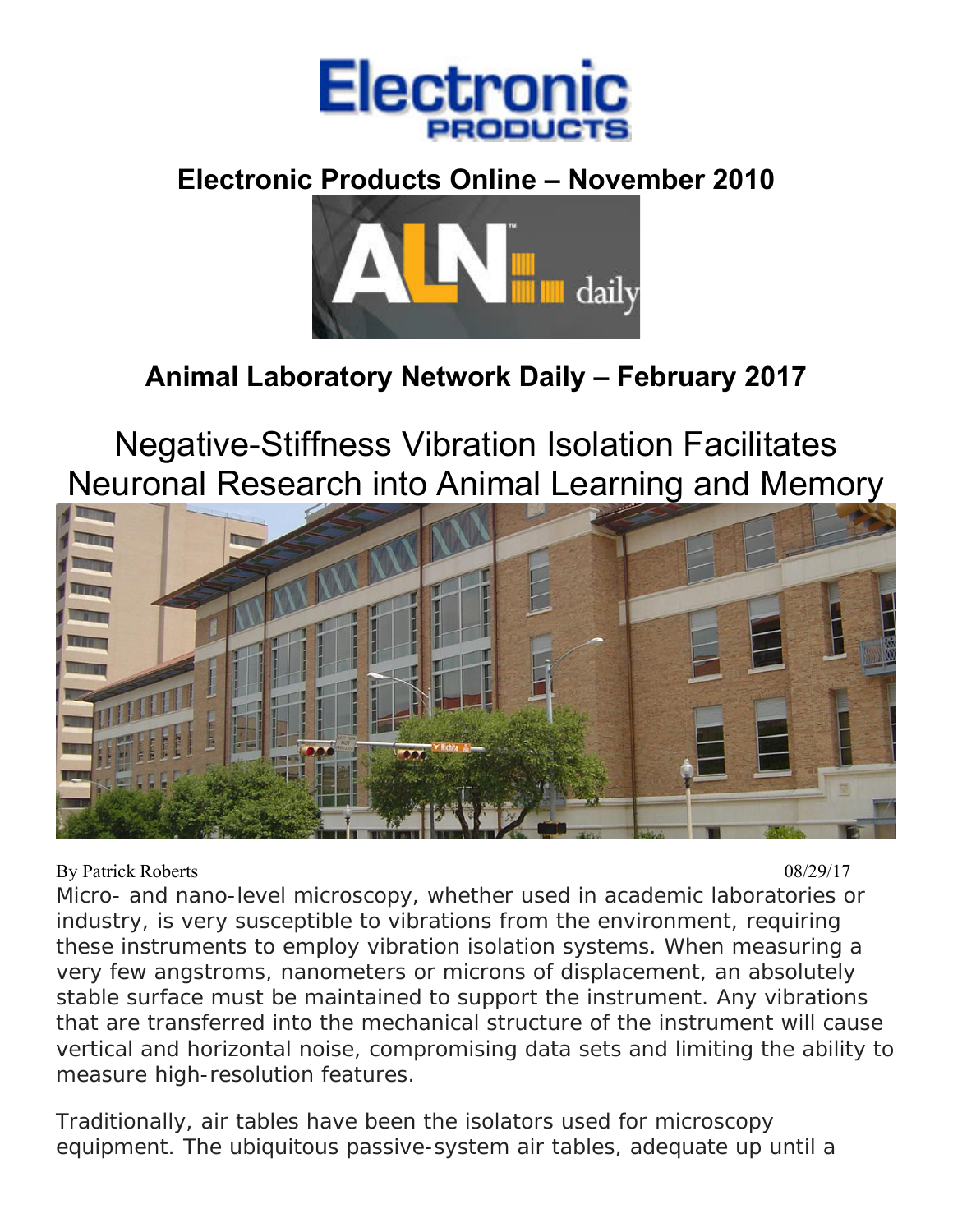**Electronic Products Online – November 2010**

**Animal Laboratory Network Daily – February 2017**

# Negative-Stiffness Vibration Isolation Facilitates Neuronal Research into Animal Learning and Memory

By Patrick Roberts 08/29/17

Micro- and nano-level microscopy, whether used in academic laboratories or industry, is very susceptible to vibrations from the environment, requiring these instruments to employ vibration isolation systems. When measuring a very few angstroms, nanometers or microns of displacement, an absolutely stable surface must be maintained to support the instrument. Any vibrations that are transferred into the mechanical structure of the instrument will cause vertical and horizontal noise, compromising data sets and limiting the ability to measure high-resolution features.

Traditionally, air tables have been the isolators used for microscopy equipment. The ubiquitous passive-system air tables, adequate up until a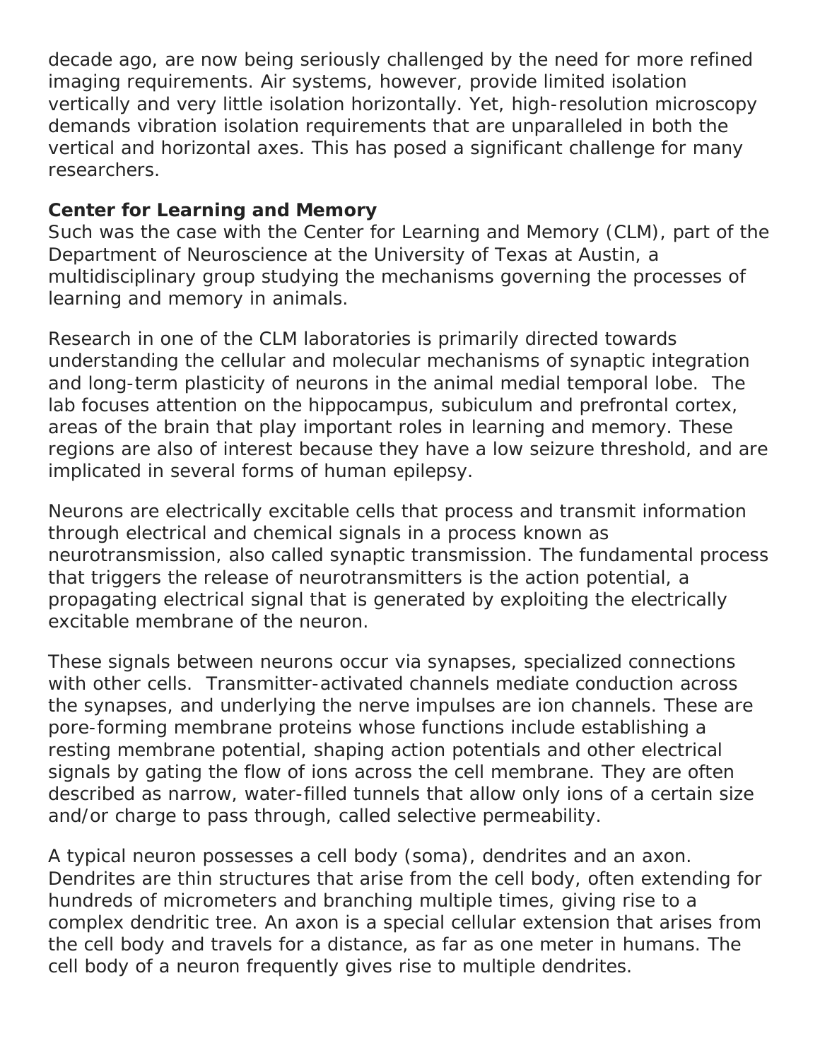decade ago, are now being seriously challenged by the need for more refined imaging requirements. Air systems, however, provide limited isolation vertically and very little isolation horizontally. Yet, high-resolution microscopy demands vibration isolation requirements that are unparalleled in both the vertical and horizontal axes. This has posed a significant challenge for many researchers.

**Center for Learning and Memory**

Such was the case with the Center for Learning and Memory (CLM), part of the Department of Neuroscience at the University of Texas at Austin, a multidisciplinary group studying the mechanisms governing the processes of learning and memory in animals.

Research in one of the CLM laboratories is primarily directed towards understanding the cellular and molecular mechanisms of synaptic integration and long-term plasticity of neurons in the animal medial temporal lobe. The lab focuses attention on the hippocampus, subiculum and prefrontal cortex, areas of the brain that play important roles in learning and memory. These regions are also of interest because they have a low seizure threshold, and are implicated in several forms of human epilepsy.

Neurons are electrically excitable cells that process and transmit information through electrical and chemical signals in a process known as neurotransmission, also called synaptic transmission. The fundamental process that triggers the release of neurotransmitters is the action potential, a propagating electrical signal that is generated by exploiting the electrically excitable membrane of the neuron.

These signals between neurons occur via synapses, specialized connections with other cells. Transmitter-activated channels mediate conduction across the synapses, and underlying the nerve impulses are ion channels. These are pore-forming membrane proteins whose functions include establishing a resting membrane potential, shaping action potentials and other electrical signals by gating the flow of ions across the cell membrane. They are often described as narrow, water-filled tunnels that allow only ions of a certain size and/or charge to pass through, called selective permeability.

A typical neuron possesses a cell body (soma), dendrites and an axon. Dendrites are thin structures that arise from the cell body, often extending for hundreds of micrometers and branching multiple times, giving rise to a complex dendritic tree. An axon is a special cellular extension that arises from the cell body and travels for a distance, as far as one meter in humans. The cell body of a neuron frequently gives rise to multiple dendrites.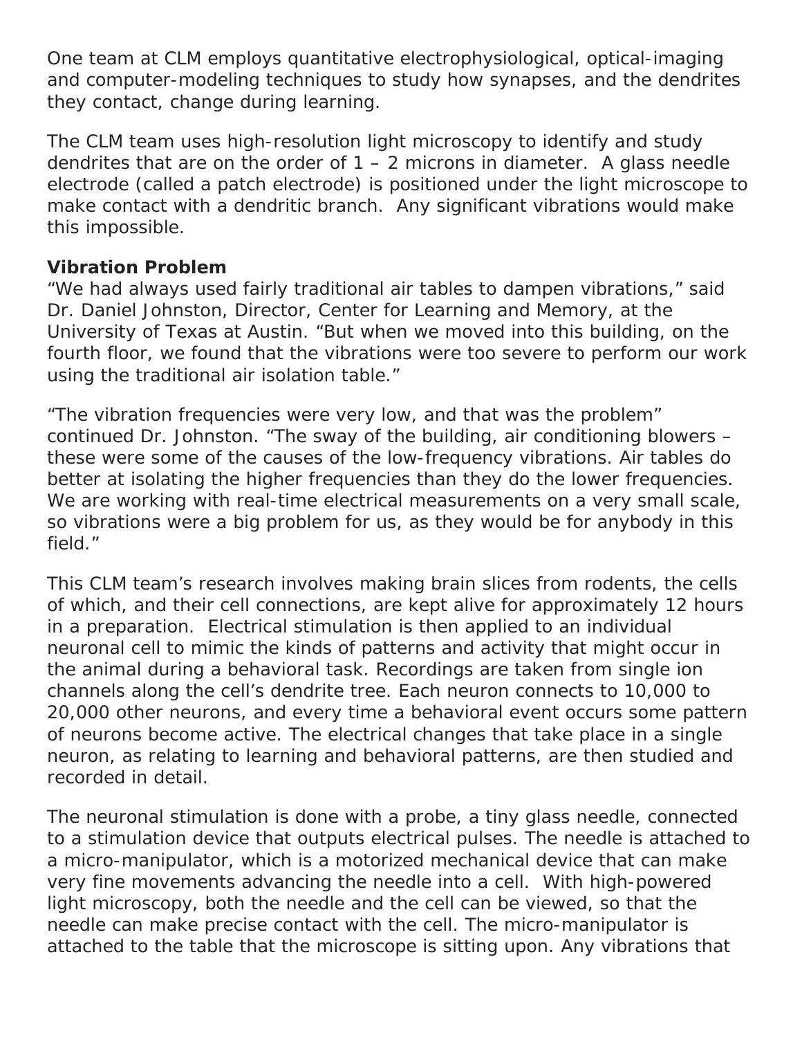One team at CLM employs quantitative electrophysiological, optical-imaging and computer-modeling techniques to study how synapses, and the dendrites they contact, change during learning.

The CLM team uses high-resolution light microscopy to identify and study dendrites that are on the order of 1 – 2 microns in diameter. A glass needle electrode (called a patch electrode) is positioned under the light microscope to make contact with a dendritic branch. Any significant vibrations would make this impossible.

**Vibration Problem**

"We had always used fairly traditional air tables to dampen vibrations," said Dr. Daniel Johnston, Director, Center for Learning and Memory, at the University of Texas at Austin. "But when we moved into this building, on the fourth floor, we found that the vibrations were too severe to perform our work using the traditional air isolation table."

"The vibration frequencies were very low, and that was the problem" continued Dr. Johnston. "The sway of the building, air conditioning blowers – these were some of the causes of the low-frequency vibrations. Air tables do better at isolating the higher frequencies than they do the lower frequencies. We are working with real-time electrical measurements on a very small scale, so vibrations were a big problem for us, as they would be for anybody in this field."

This CLM team's research involves making brain slices from rodents, the cells of which, and their cell connections, are kept alive for approximately 12 hours in a preparation. Electrical stimulation is then applied to an individual neuronal cell to mimic the kinds of patterns and activity that might occur in the animal during a behavioral task. Recordings are taken from single ion channels along the cell's dendrite tree. Each neuron connects to 10,000 to 20,000 other neurons, and every time a behavioral event occurs some pattern of neurons become active. The electrical changes that take place in a single neuron, as relating to learning and behavioral patterns, are then studied and recorded in detail.

The neuronal stimulation is done with a probe, a tiny glass needle, connected to a stimulation device that outputs electrical pulses. The needle is attached to a micro-manipulator, which is a motorized mechanical device that can make very fine movements advancing the needle into a cell. With high-powered light microscopy, both the needle and the cell can be viewed, so that the needle can make precise contact with the cell. The micro-manipulator is attached to the table that the microscope is sitting upon. Any vibrations that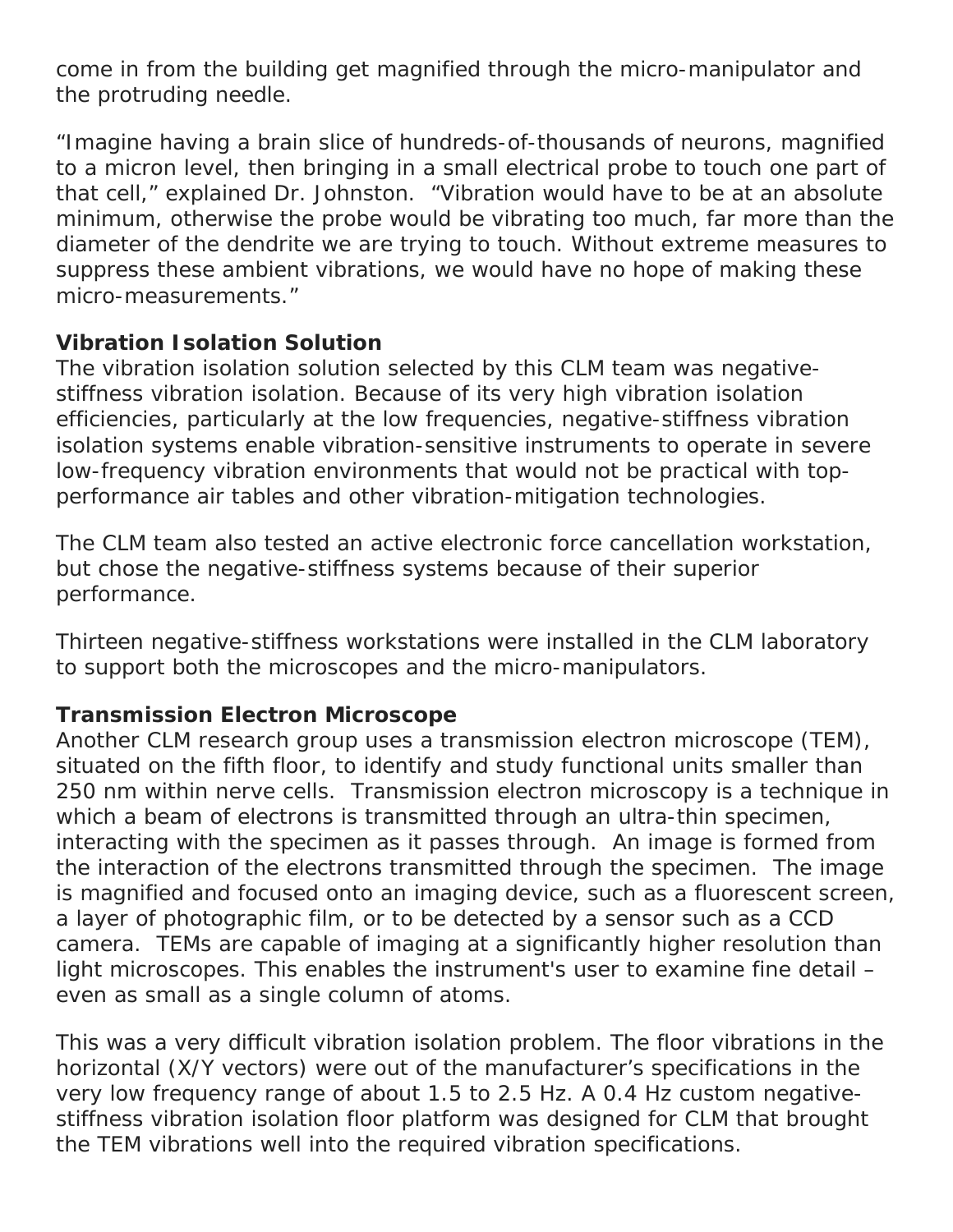come in from the building get magnified through the micro-manipulator and the protruding needle.

"Imagine having a brain slice of hundreds-of-thousands of neurons, magnified to a micron level, then bringing in a small electrical probe to touch one part of that cell," explained Dr. Johnston. "Vibration would have to be at an absolute minimum, otherwise the probe would be vibrating too much, far more than the diameter of the dendrite we are trying to touch. Without extreme measures to suppress these ambient vibrations, we would have no hope of making these micro-measurements."

**Vibration Isolation Solution**

The vibration isolation solution selected by this CLM team was negative-stiffness vibration isolation. Because of its very high vibration isolation efficiencies, particularly at the low frequencies, negative-stiffness vibration isolation systems enable vibration-sensitive instruments to operate in severe low-frequency vibration environments that would not be practical with top-performance air tables and other vibration-mitigation technologies.

The CLM team also tested an active electronic force cancellation workstation, but chose the negative-stiffness systems because of their superior performance.

Thirteen negative-stiffness workstations were installed in the CLM laboratory to support both the microscopes and the micro-manipulators.

**Transmission Electron Microscope**

Another CLM research group uses a transmission electron microscope (TEM), situated on the fifth floor, to identify and study functional units smaller than 250 nm within nerve cells. Transmission electron microscopy is a technique in which a beam of electrons is transmitted through an ultra-thin specimen, interacting with the specimen as it passes through. An image is formed from the interaction of the electrons transmitted through the specimen. The image is magnified and focused onto an imaging device, such as a fluorescent screen, a layer of photographic film, or to be detected by a sensor such as a CCD camera. TEMs are capable of imaging at a significantly higher resolution than light microscopes. This enables the instrument's user to examine fine detail – even as small as a single column of atoms.

This was a very difficult vibration isolation problem. The floor vibrations in the horizontal (X/Y vectors) were out of the manufacturer's specifications in the very low frequency range of about 1.5 to 2.5 Hz. A 0.4 Hz custom negative-stiffness vibration isolation floor platform was designed for CLM that brought the TEM vibrations well into the required vibration specifications.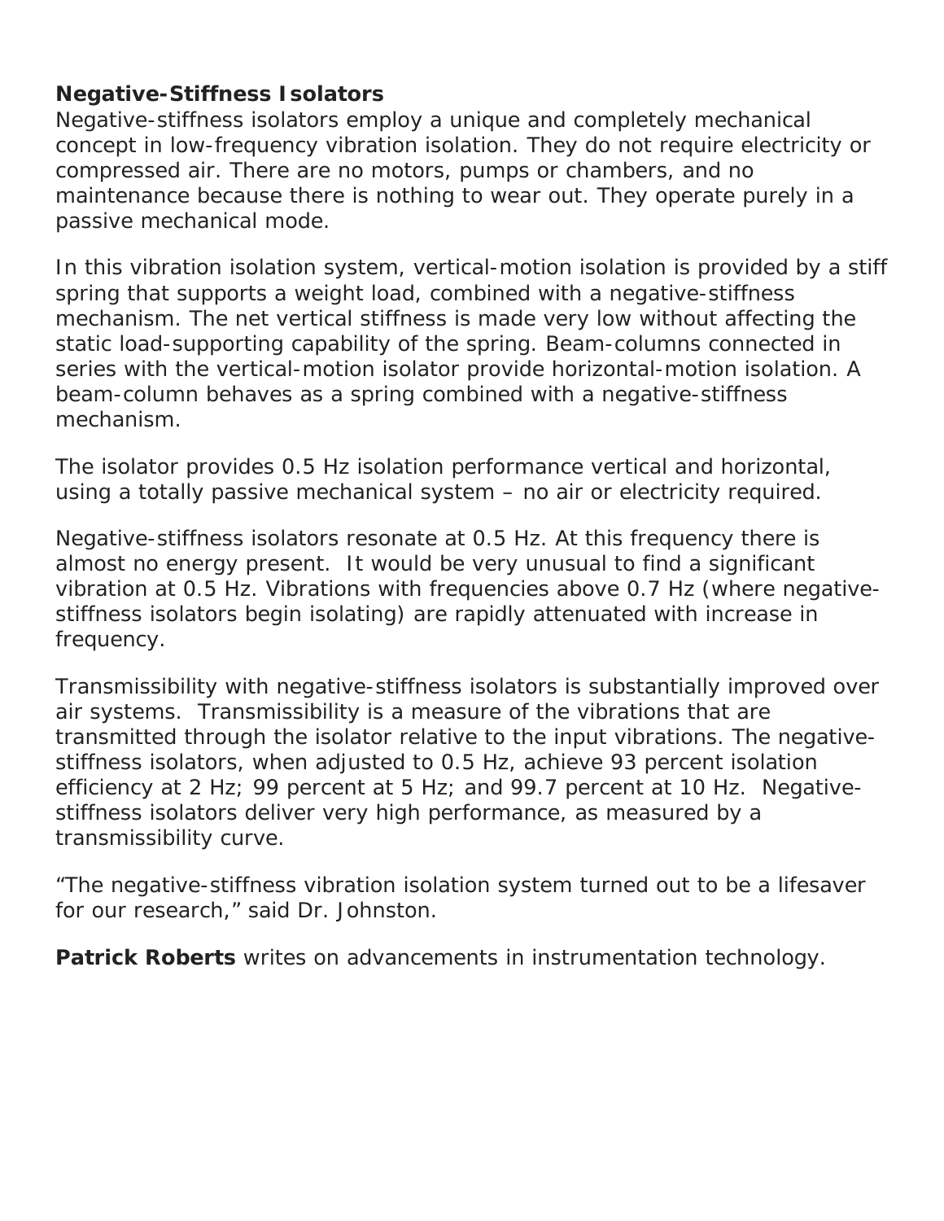**Negative-Stiffness Isolators**

Negative-stiffness isolators employ a unique and completely mechanical concept in low-frequency vibration isolation. They do not require electricity or compressed air. There are no motors, pumps or chambers, and no maintenance because there is nothing to wear out. They operate purely in a passive mechanical mode.

In this vibration isolation system, vertical-motion isolation is provided by a stiff spring that supports a weight load, combined with a negative-stiffness mechanism. The net vertical stiffness is made very low without affecting the static load-supporting capability of the spring. Beam-columns connected in series with the vertical-motion isolator provide horizontal-motion isolation. A beam-column behaves as a spring combined with a negative-stiffness mechanism.

The isolator provides 0.5 Hz isolation performance vertical and horizontal, using a totally passive mechanical system – no air or electricity required.

Negative-stiffness isolators resonate at 0.5 Hz. At this frequency there is almost no energy present. It would be very unusual to find a significant vibration at 0.5 Hz. Vibrations with frequencies above 0.7 Hz (where negative-stiffness isolators begin isolating) are rapidly attenuated with increase in frequency.

Transmissibility with negative-stiffness isolators is substantially improved over air systems. Transmissibility is a measure of the vibrations that are transmitted through the isolator relative to the input vibrations. The negative-stiffness isolators, when adjusted to 0.5 Hz, achieve 93 percent isolation efficiency at 2 Hz; 99 percent at 5 Hz; and 99.7 percent at 10 Hz. Negative-stiffness isolators deliver very high performance, as measured by a transmissibility curve.

"The negative-stiffness vibration isolation system turned out to be a lifesaver for our research," said Dr. Johnston.

**Patrick Roberts** writes on advancements in instrumentation technology.